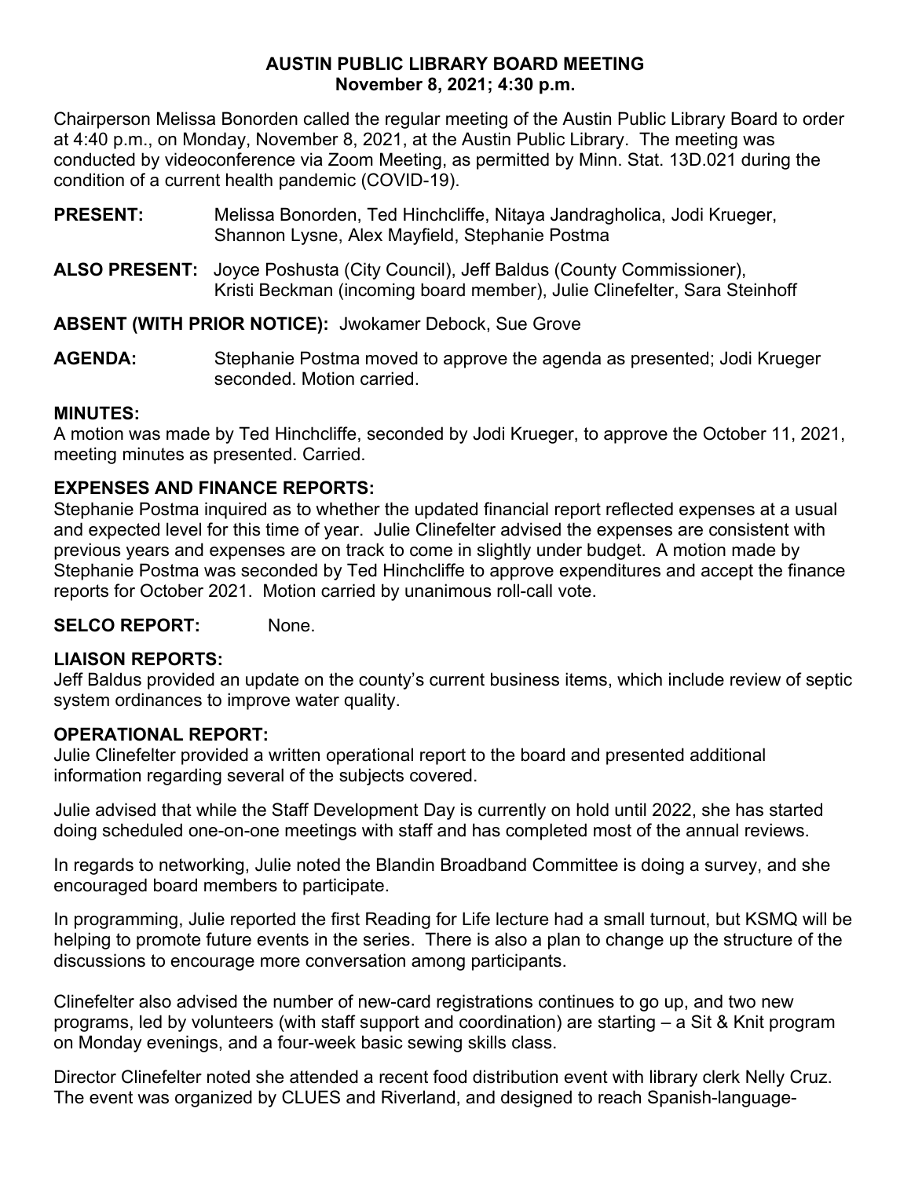# AUSTIN PUBLIC LIBRARY BOARD MEETING
## November 8, 2021; 4:30 p.m.

Chairperson Melissa Bonorden called the regular meeting of the Austin Public Library Board to order at 4:40 p.m., on Monday, November 8, 2021, at the Austin Public Library. The meeting was conducted by videoconference via Zoom Meeting, as permitted by Minn. Stat. 13D.021 during the condition of a current health pandemic (COVID-19).

**PRESENT:** Melissa Bonorden, Ted Hinchcliffe, Nitaya Jandragholica, Jodi Krueger, Shannon Lysne, Alex Mayfield, Stephanie Postma

**ALSO PRESENT:** Joyce Poshusta (City Council), Jeff Baldus (County Commissioner), Kristi Beckman (incoming board member), Julie Clinefelter, Sara Steinhoff

**ABSENT (WITH PRIOR NOTICE):** Jwokamer Debock, Sue Grove

**AGENDA:** Stephanie Postma moved to approve the agenda as presented; Jodi Krueger seconded. Motion carried.

**MINUTES:**
A motion was made by Ted Hinchcliffe, seconded by Jodi Krueger, to approve the October 11, 2021, meeting minutes as presented. Carried.

**EXPENSES AND FINANCE REPORTS:**
Stephanie Postma inquired as to whether the updated financial report reflected expenses at a usual and expected level for this time of year. Julie Clinefelter advised the expenses are consistent with previous years and expenses are on track to come in slightly under budget. A motion made by Stephanie Postma was seconded by Ted Hinchcliffe to approve expenditures and accept the finance reports for October 2021. Motion carried by unanimous roll-call vote.

**SELCO REPORT:** None.

**LIAISON REPORTS:**
Jeff Baldus provided an update on the county's current business items, which include review of septic system ordinances to improve water quality.

**OPERATIONAL REPORT:**
Julie Clinefelter provided a written operational report to the board and presented additional information regarding several of the subjects covered.

Julie advised that while the Staff Development Day is currently on hold until 2022, she has started doing scheduled one-on-one meetings with staff and has completed most of the annual reviews.

In regards to networking, Julie noted the Blandin Broadband Committee is doing a survey, and she encouraged board members to participate.

In programming, Julie reported the first Reading for Life lecture had a small turnout, but KSMQ will be helping to promote future events in the series. There is also a plan to change up the structure of the discussions to encourage more conversation among participants.

Clinefelter also advised the number of new-card registrations continues to go up, and two new programs, led by volunteers (with staff support and coordination) are starting – a Sit & Knit program on Monday evenings, and a four-week basic sewing skills class.

Director Clinefelter noted she attended a recent food distribution event with library clerk Nelly Cruz. The event was organized by CLUES and Riverland, and designed to reach Spanish-language-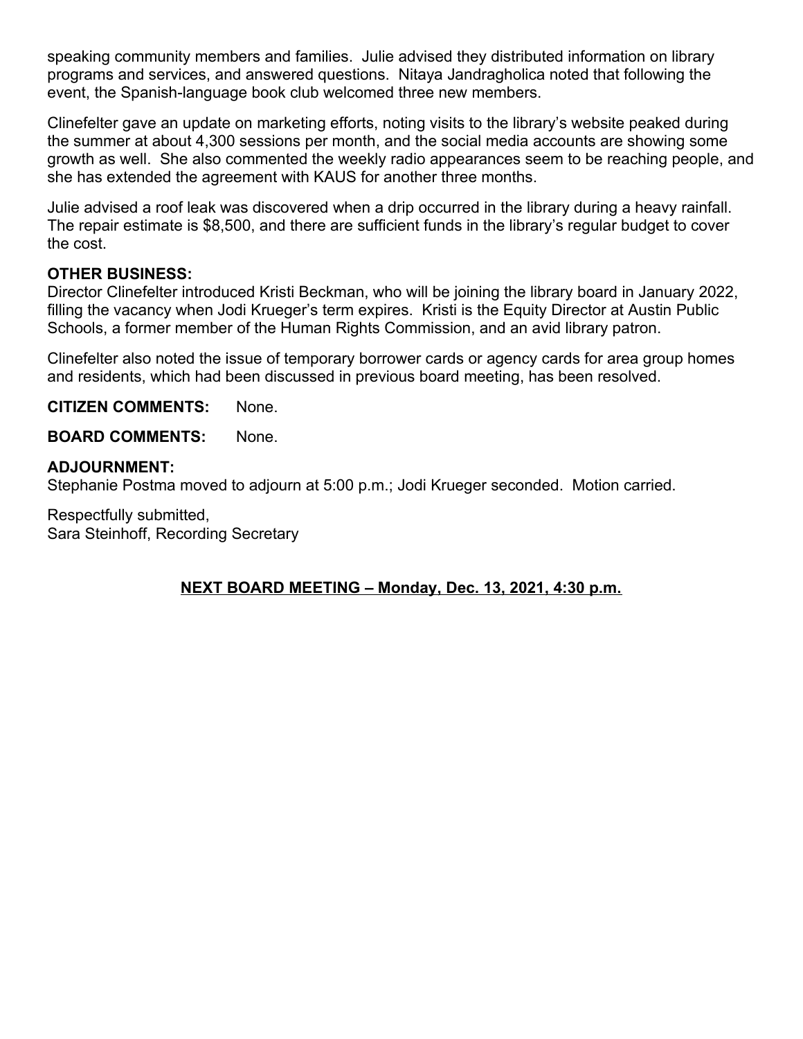speaking community members and families. Julie advised they distributed information on library programs and services, and answered questions. Nitaya Jandragholica noted that following the event, the Spanish-language book club welcomed three new members.

Clinefelter gave an update on marketing efforts, noting visits to the library's website peaked during the summer at about 4,300 sessions per month, and the social media accounts are showing some growth as well. She also commented the weekly radio appearances seem to be reaching people, and she has extended the agreement with KAUS for another three months.

Julie advised a roof leak was discovered when a drip occurred in the library during a heavy rainfall. The repair estimate is $8,500, and there are sufficient funds in the library's regular budget to cover the cost.

**OTHER BUSINESS:**
Director Clinefelter introduced Kristi Beckman, who will be joining the library board in January 2022, filling the vacancy when Jodi Krueger's term expires. Kristi is the Equity Director at Austin Public Schools, a former member of the Human Rights Commission, and an avid library patron.

Clinefelter also noted the issue of temporary borrower cards or agency cards for area group homes and residents, which had been discussed in previous board meeting, has been resolved.

**CITIZEN COMMENTS:** None.

**BOARD COMMENTS:** None.

**ADJOURNMENT:**
Stephanie Postma moved to adjourn at 5:00 p.m.; Jodi Krueger seconded. Motion carried.

Respectfully submitted,
Sara Steinhoff, Recording Secretary

**NEXT BOARD MEETING – Monday, Dec. 13, 2021, 4:30 p.m.**